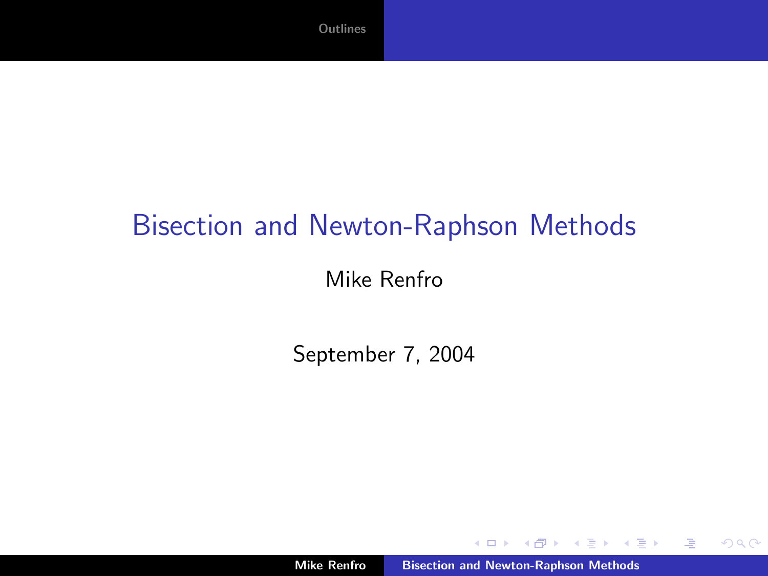# Bisection and Newton-Raphson Methods

Mike Renfro

September 7, 2004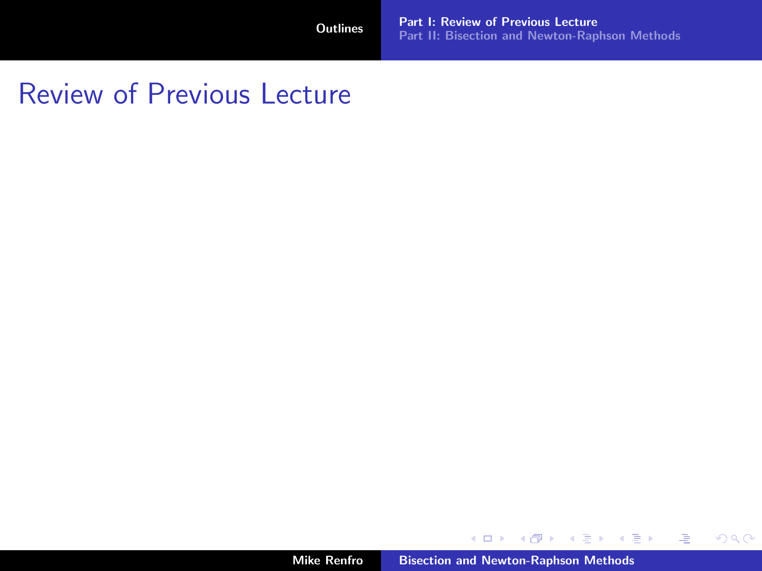# Review of Previous Lecture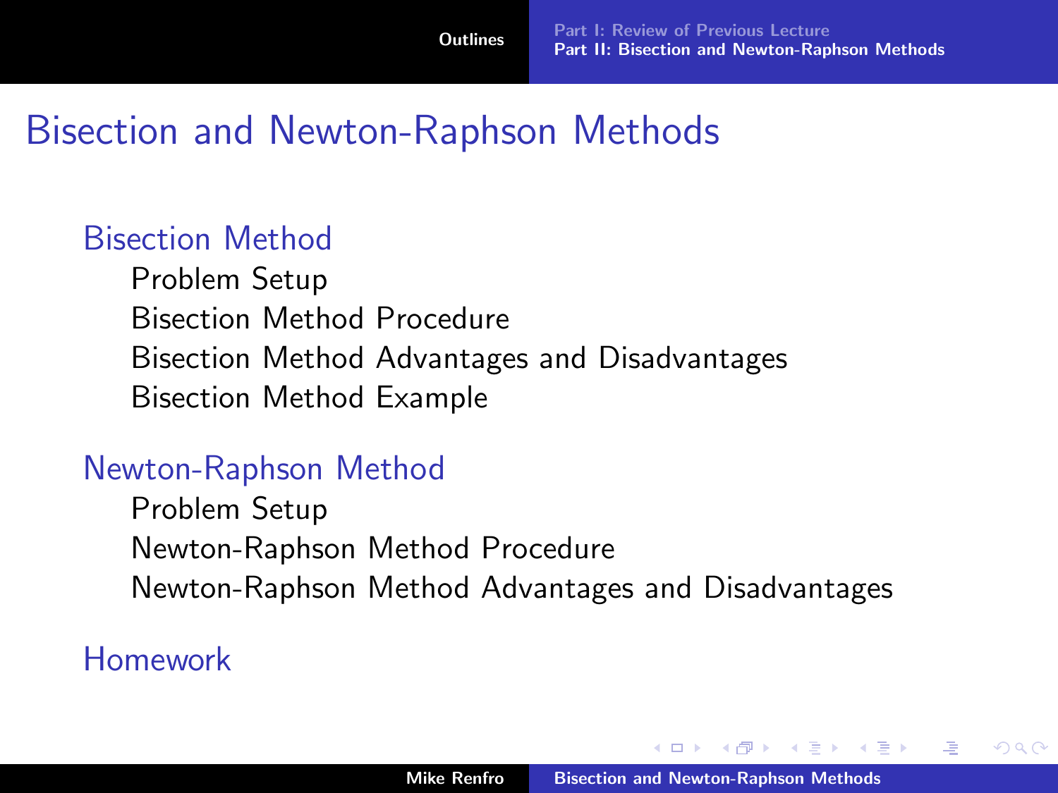# Bisection and Newton-Raphson Methods

## Bisection Method

- Problem Setup
- Bisection Method Procedure
- Bisection Method Advantages and Disadvantages
- Bisection Method Example

## Newton-Raphson Method

- Problem Setup
- Newton-Raphson Method Procedure
- Newton-Raphson Method Advantages and Disadvantages

## Homework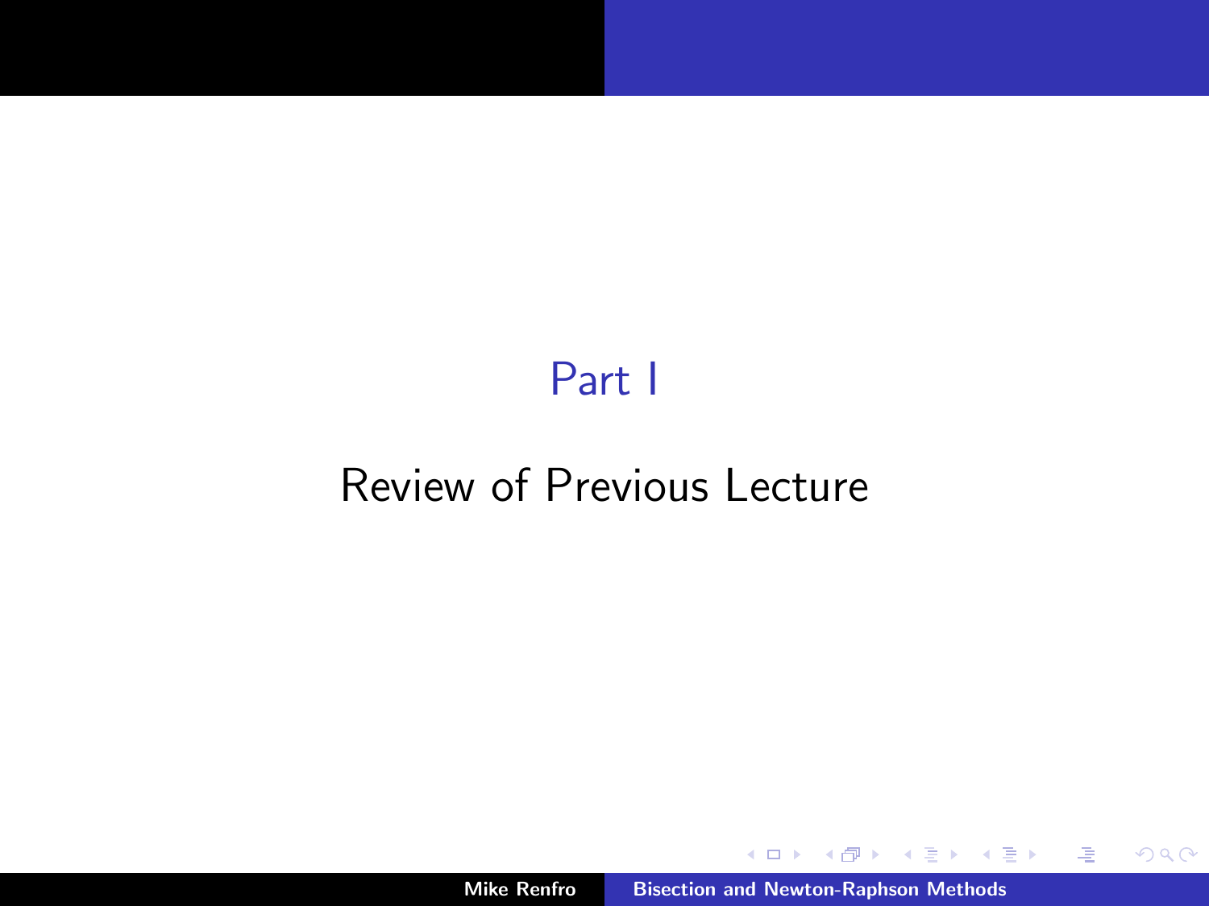# Part I

## Review of Previous Lecture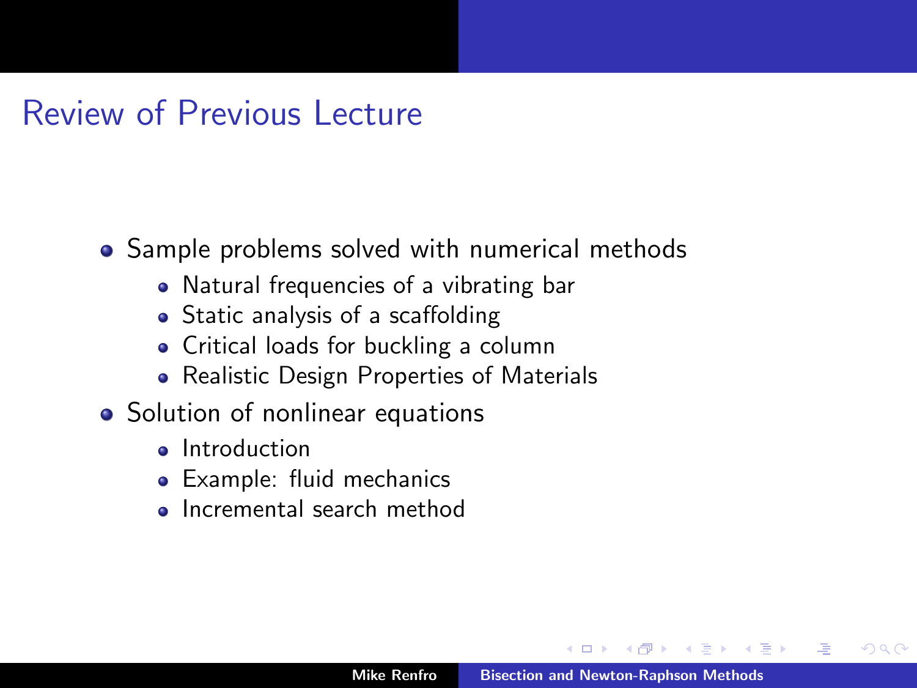## Review of Previous Lecture

- Sample problems solved with numerical methods
  - Natural frequencies of a vibrating bar
  - Static analysis of a scaffolding
  - Critical loads for buckling a column
  - Realistic Design Properties of Materials
- Solution of nonlinear equations
  - Introduction
  - Example: fluid mechanics
  - Incremental search method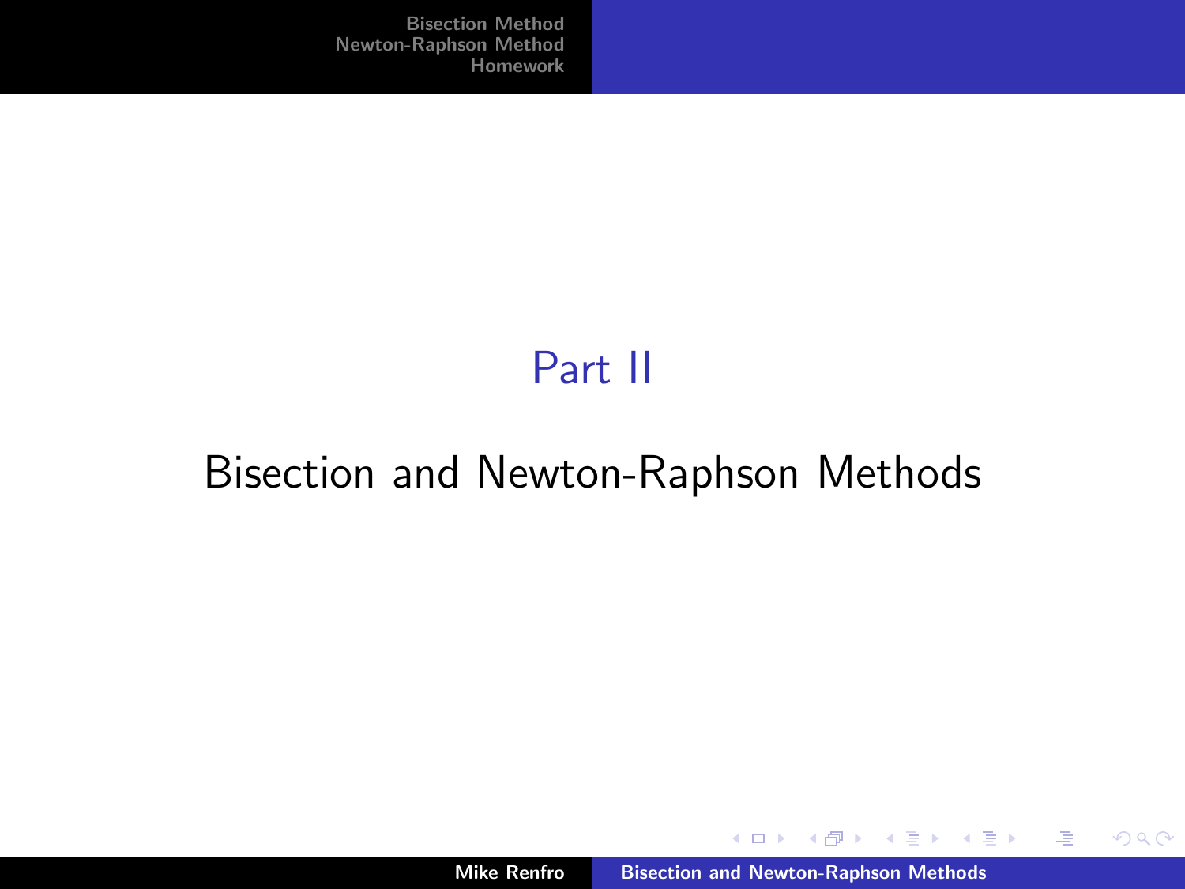# Part II

## Bisection and Newton-Raphson Methods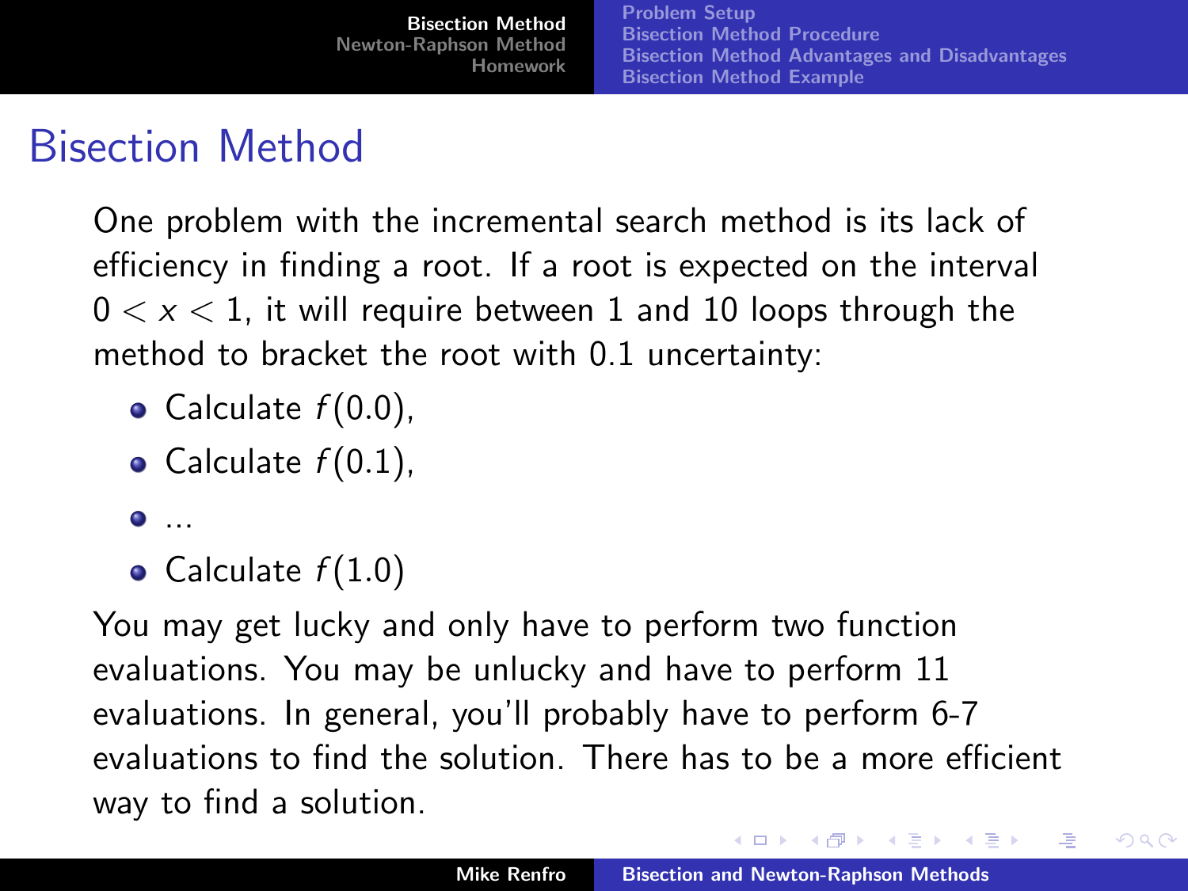# Bisection Method

One problem with the incremental search method is its lack of efficiency in finding a root. If a root is expected on the interval $0 < x < 1$, it will require between 1 and 10 loops through the method to bracket the root with 0.1 uncertainty:

- Calculate $f(0.0)$,
- Calculate $f(0.1)$,
- ...
- Calculate $f(1.0)$

You may get lucky and only have to perform two function evaluations. You may be unlucky and have to perform 11 evaluations. In general, you'll probably have to perform 6-7 evaluations to find the solution. There has to be a more efficient way to find a solution.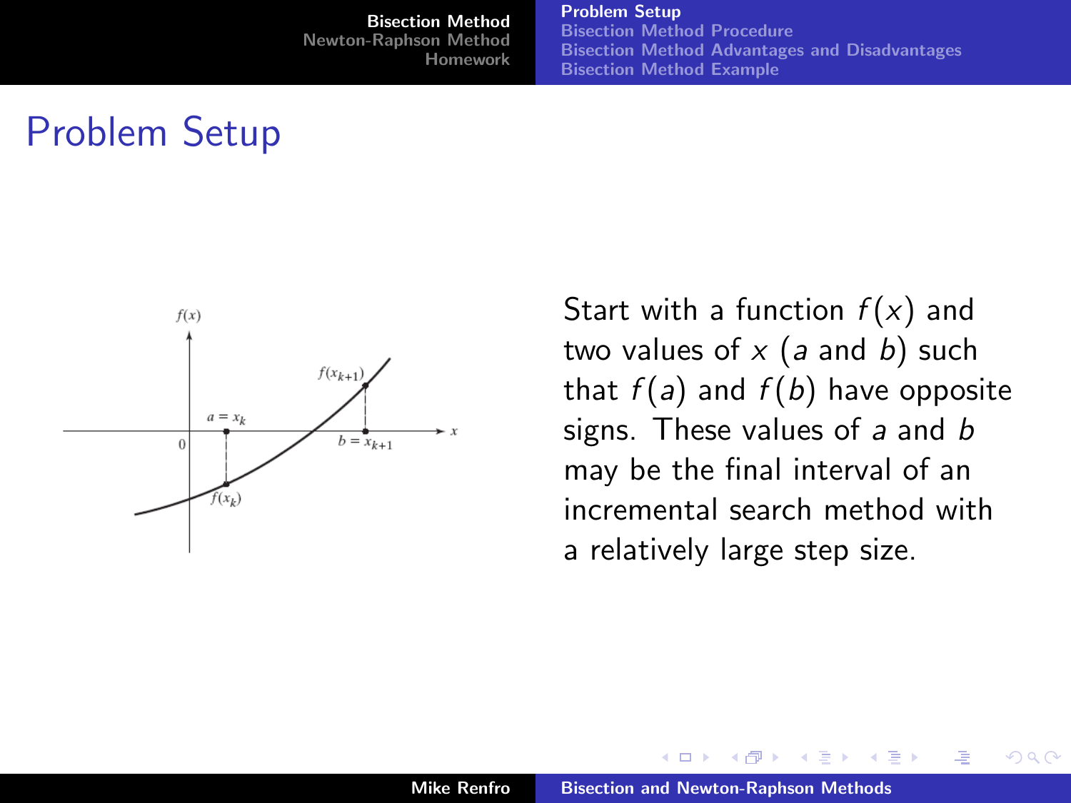# Problem Setup

Start with a function $f(x)$ and two values of $x$ ($a$ and $b$) such that $f(a)$ and $f(b)$ have opposite signs. These values of $a$ and $b$ may be the final interval of an incremental search method with a relatively large step size.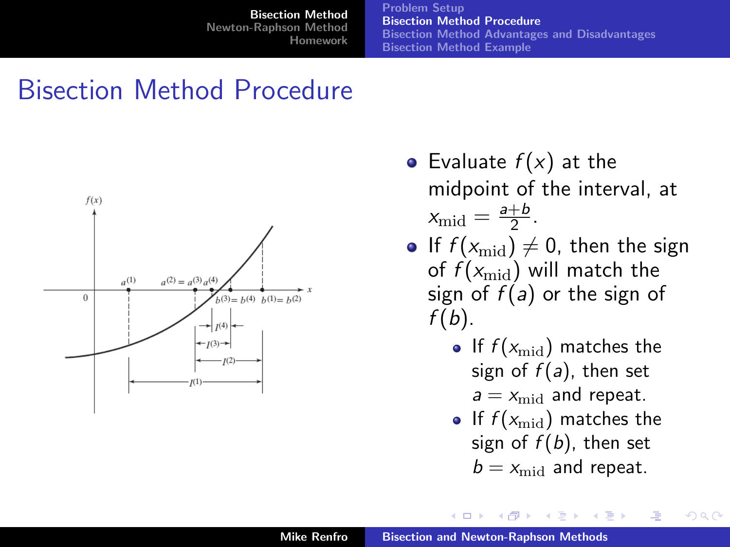# Bisection Method Procedure

- Evaluate $f(x)$ at the midpoint of the interval, at $x_{\text{mid}} = \frac{a+b}{2}$.
- If $f(x_{\text{mid}}) \neq 0$, then the sign of $f(x_{\text{mid}})$ will match the sign of $f(a)$ or the sign of $f(b)$.
  - If $f(x_{\text{mid}})$ matches the sign of $f(a)$, then set $a = x_{\text{mid}}$ and repeat.
  - If $f(x_{\text{mid}})$ matches the sign of $f(b)$, then set $b = x_{\text{mid}}$ and repeat.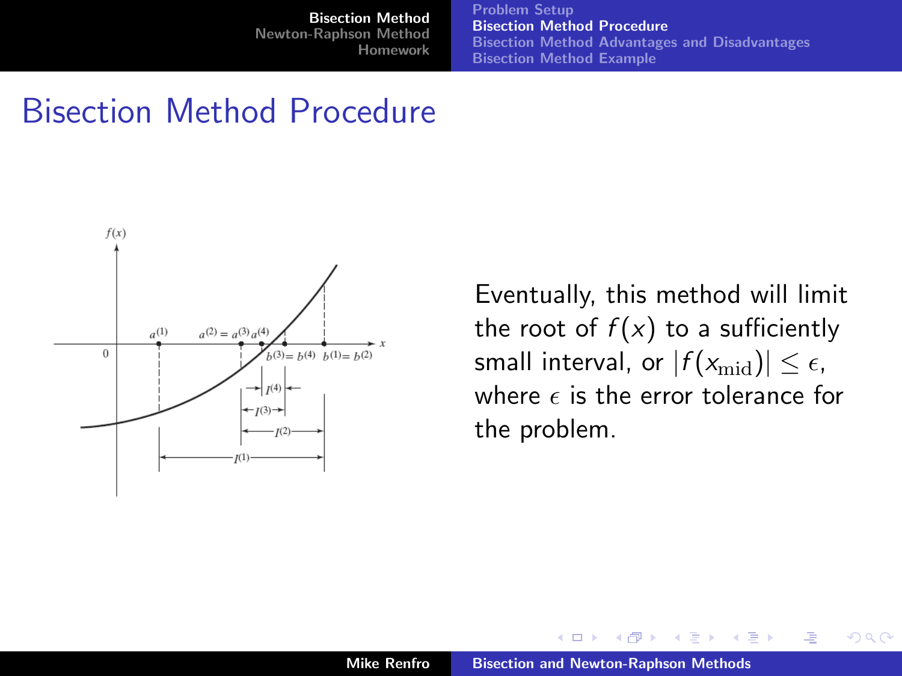# Bisection Method Procedure

Eventually, this method will limit the root of $f(x)$ to a sufficiently small interval, or $|f(x_{\text{mid}})| \leq \epsilon$, where $\epsilon$ is the error tolerance for the problem.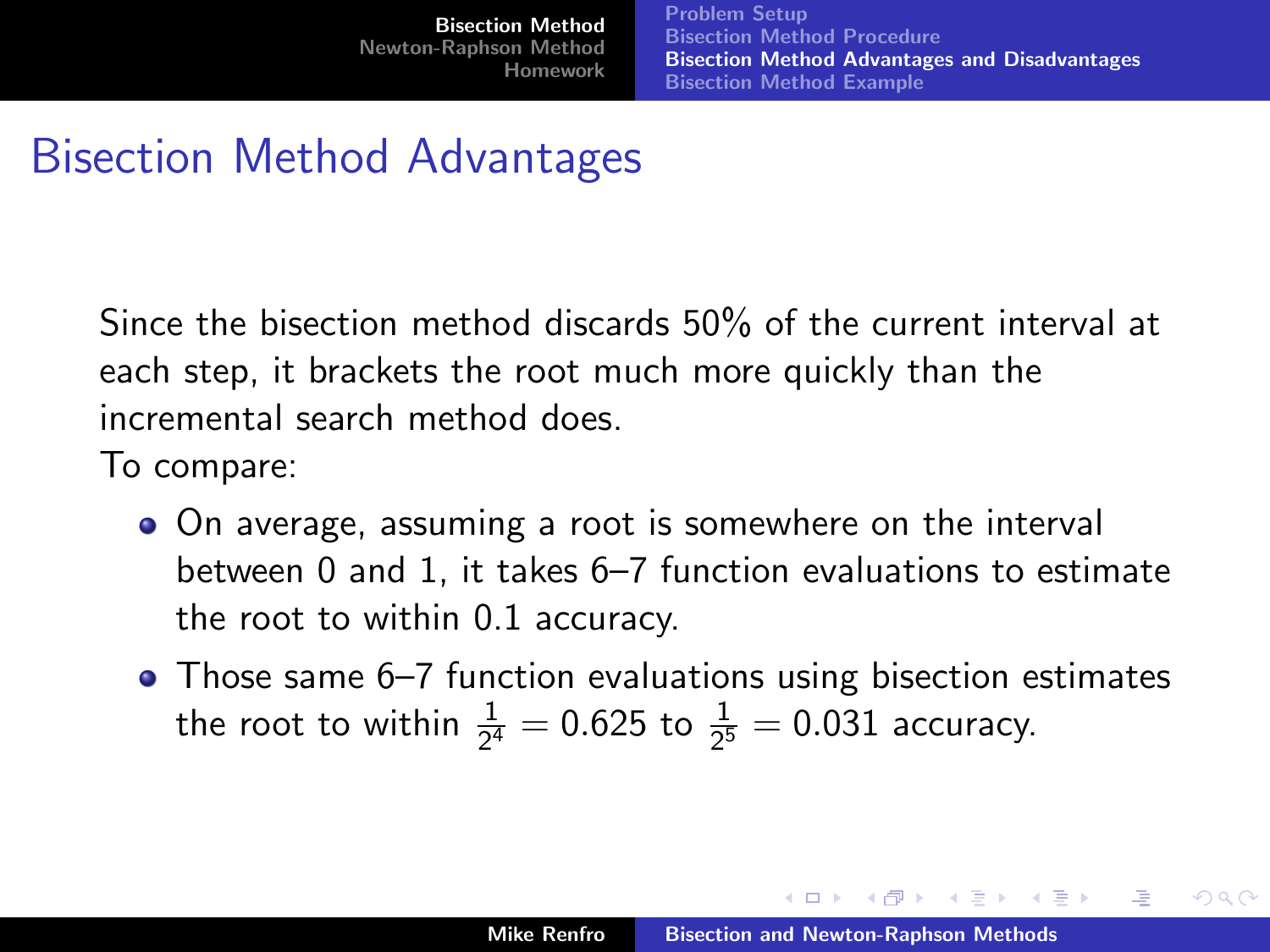# Bisection Method Advantages

Since the bisection method discards 50% of the current interval at each step, it brackets the root much more quickly than the incremental search method does.

To compare:

- On average, assuming a root is somewhere on the interval between 0 and 1, it takes 6–7 function evaluations to estimate the root to within 0.1 accuracy.
- Those same 6–7 function evaluations using bisection estimates the root to within $\frac{1}{2^4} = 0.625$ to $\frac{1}{2^5} = 0.031$ accuracy.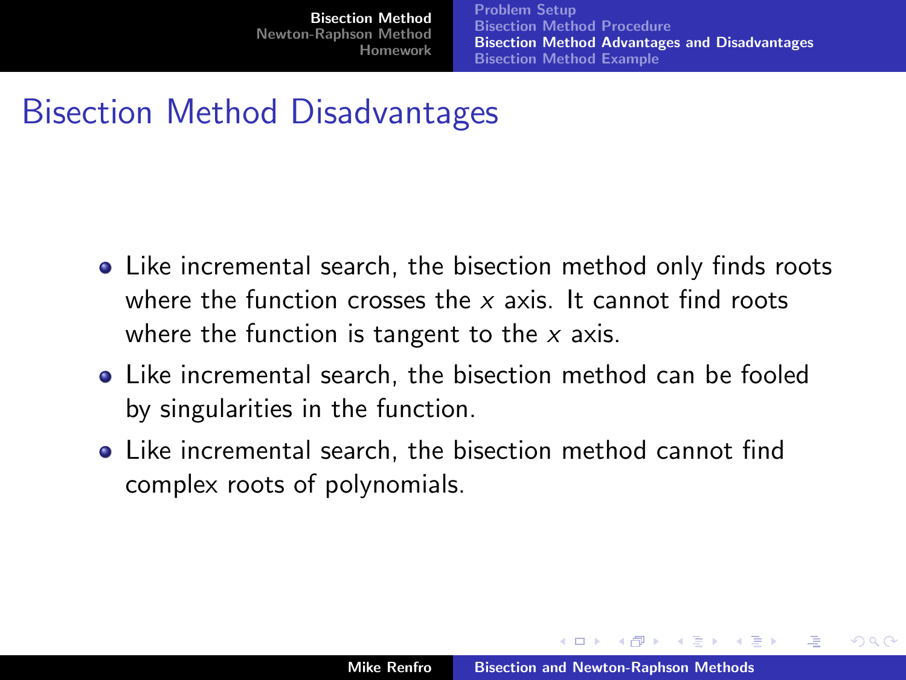## Bisection Method Disadvantages

- Like incremental search, the bisection method only finds roots where the function crosses the $x$ axis. It cannot find roots where the function is tangent to the $x$ axis.
- Like incremental search, the bisection method can be fooled by singularities in the function.
- Like incremental search, the bisection method cannot find complex roots of polynomials.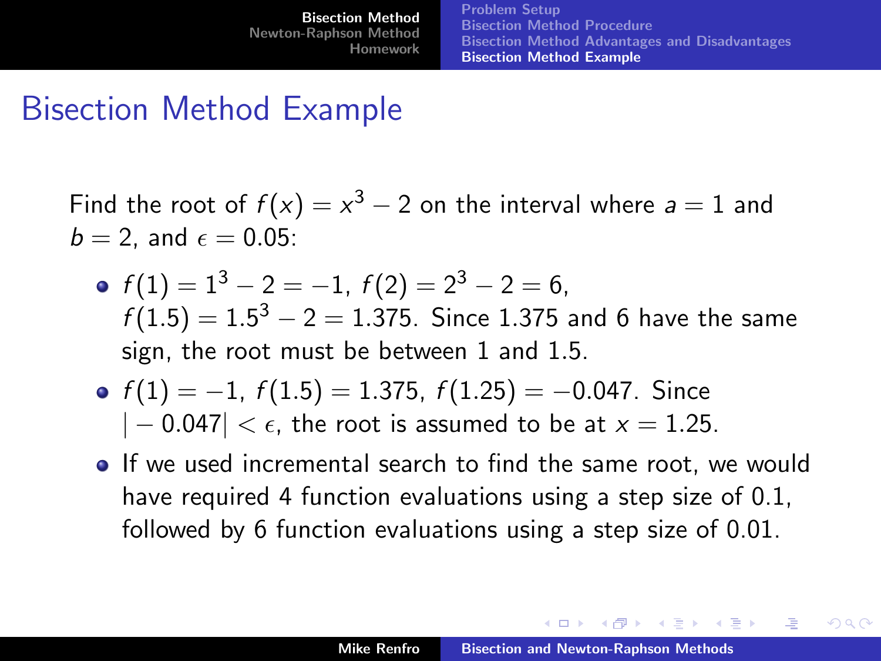# Bisection Method Example

Find the root of $f(x) = x^3 - 2$ on the interval where $a = 1$ and $b = 2$, and $\epsilon = 0.05$:

- $f(1) = 1^3 - 2 = -1$, $f(2) = 2^3 - 2 = 6$, $f(1.5) = 1.5^3 - 2 = 1.375$. Since 1.375 and 6 have the same sign, the root must be between 1 and 1.5.
- $f(1) = -1$, $f(1.5) = 1.375$, $f(1.25) = -0.047$. Since $|-0.047| < \epsilon$, the root is assumed to be at $x = 1.25$.
- If we used incremental search to find the same root, we would have required 4 function evaluations using a step size of 0.1, followed by 6 function evaluations using a step size of 0.01.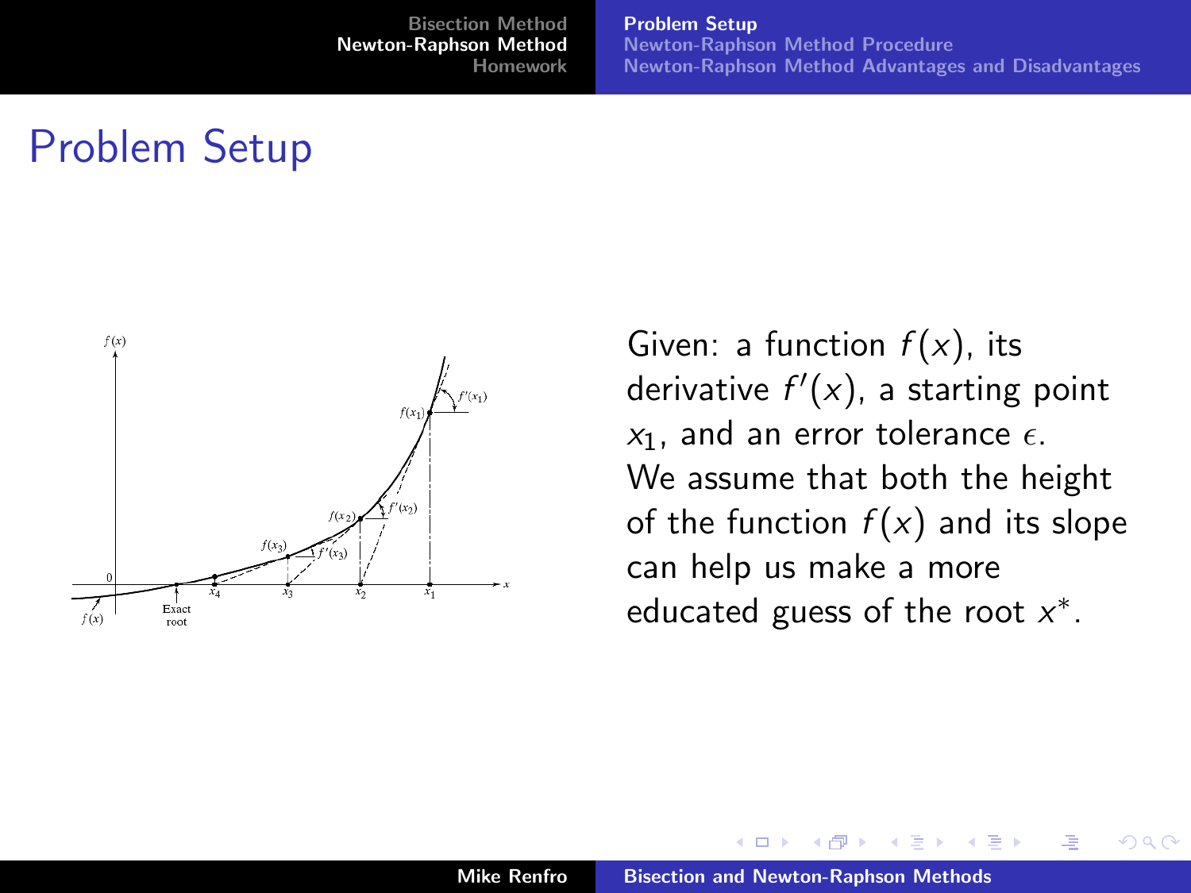# Problem Setup

Given: a function $f(x)$, its derivative $f'(x)$, a starting point $x_1$, and an error tolerance $\epsilon$. We assume that both the height of the function $f(x)$ and its slope can help us make a more educated guess of the root $x^*$.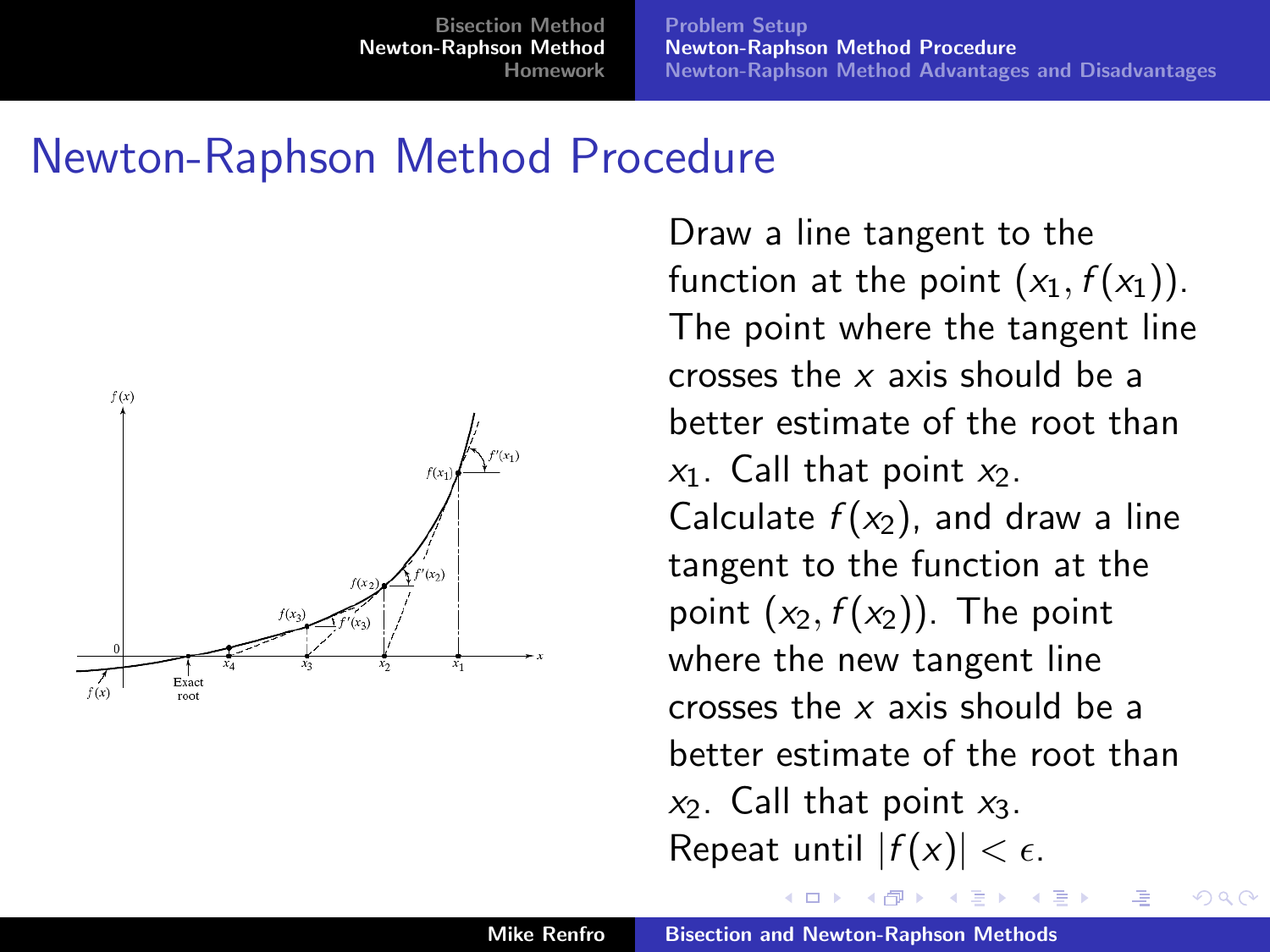# Newton-Raphson Method Procedure

Draw a line tangent to the function at the point $(x_1, f(x_1))$. The point where the tangent line crosses the $x$ axis should be a better estimate of the root than $x_1$. Call that point $x_2$. Calculate $f(x_2)$, and draw a line tangent to the function at the point $(x_2, f(x_2))$. The point where the new tangent line crosses the $x$ axis should be a better estimate of the root than $x_2$. Call that point $x_3$. Repeat until $|f(x)| < \epsilon$.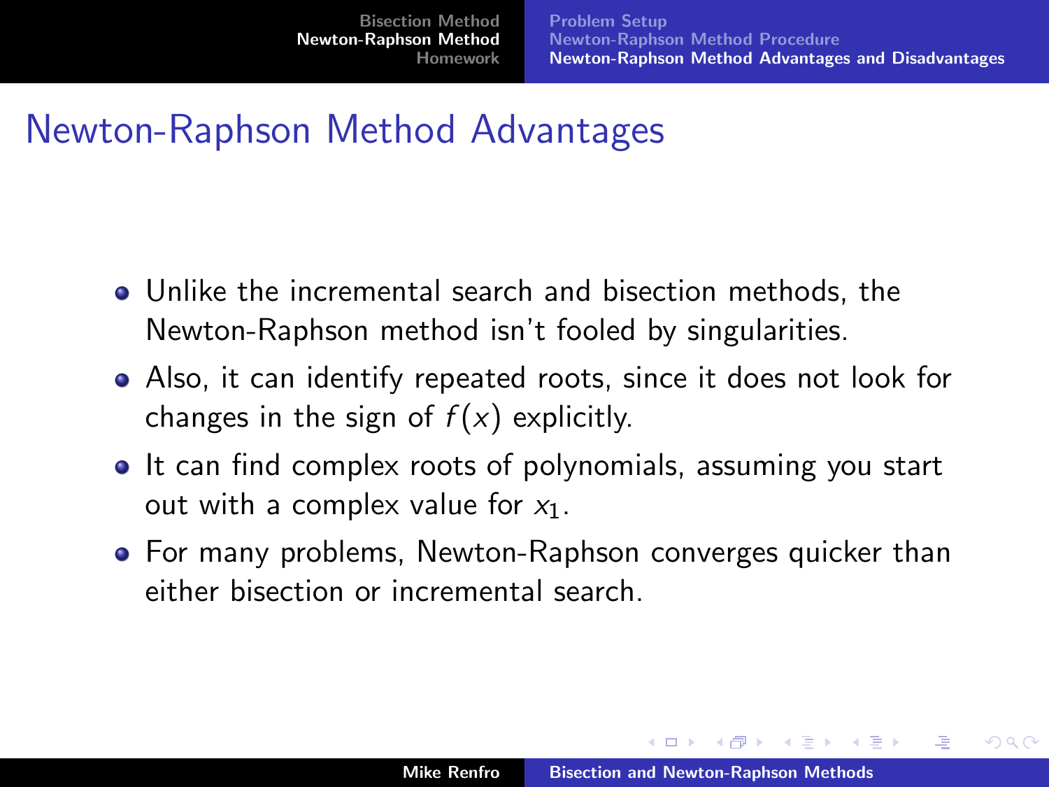# Newton-Raphson Method Advantages

- Unlike the incremental search and bisection methods, the Newton-Raphson method isn't fooled by singularities.
- Also, it can identify repeated roots, since it does not look for changes in the sign of $f(x)$ explicitly.
- It can find complex roots of polynomials, assuming you start out with a complex value for $x_1$.
- For many problems, Newton-Raphson converges quicker than either bisection or incremental search.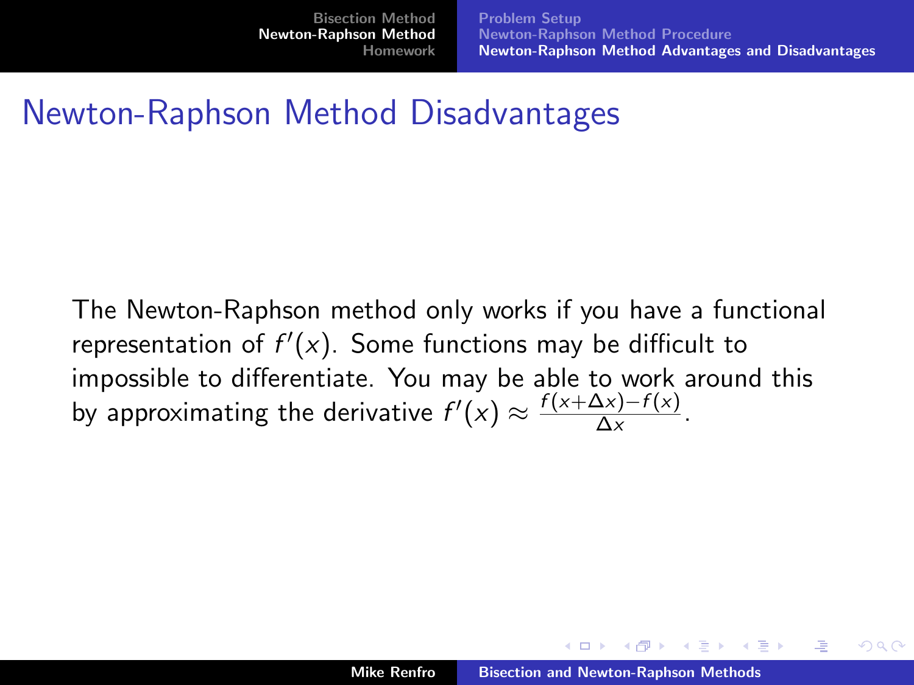# Newton-Raphson Method Disadvantages

The Newton-Raphson method only works if you have a functional representation of $f'(x)$. Some functions may be difficult to impossible to differentiate. You may be able to work around this by approximating the derivative $f'(x) \approx \frac{f(x+\Delta x)-f(x)}{\Delta x}$.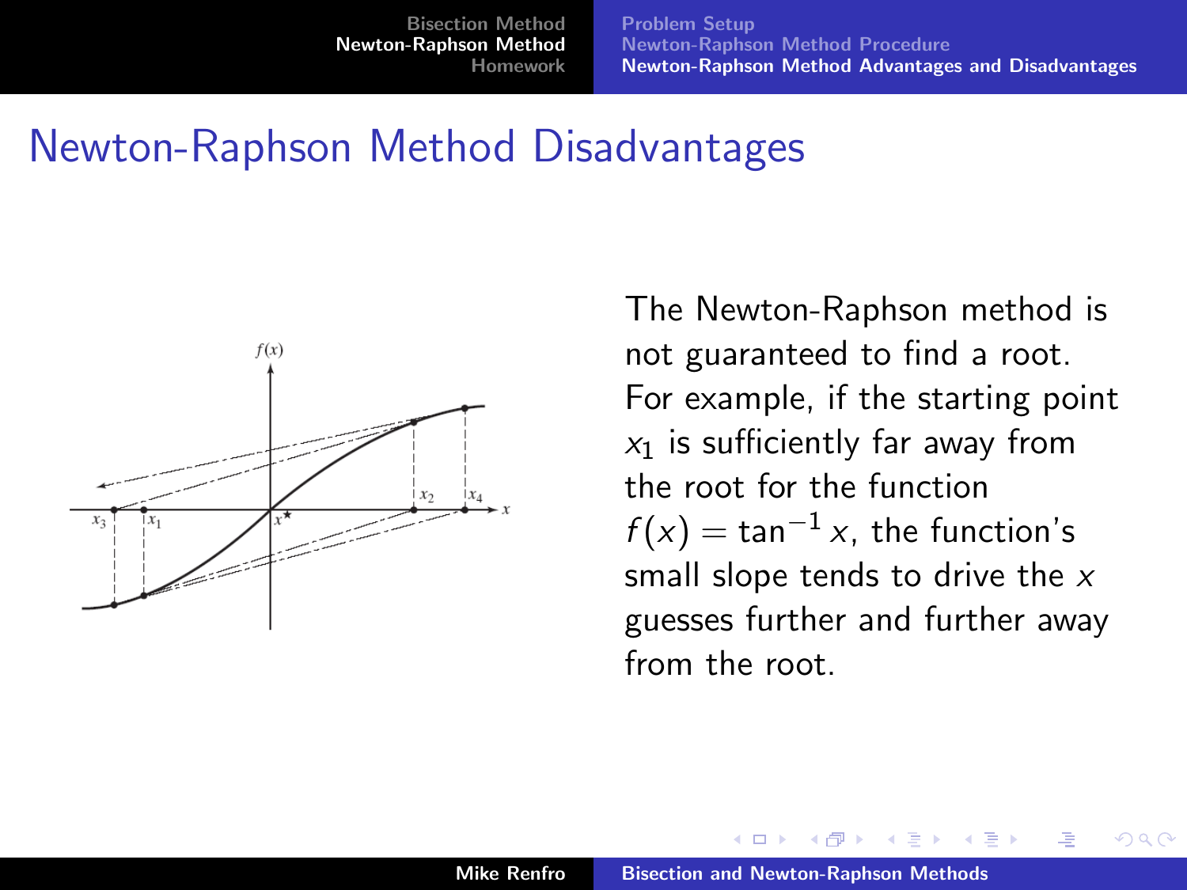# Newton-Raphson Method Disadvantages

The Newton-Raphson method is not guaranteed to find a root. For example, if the starting point $x_1$ is sufficiently far away from the root for the function $f(x) = \tan^{-1} x$, the function's small slope tends to drive the $x$ guesses further and further away from the root.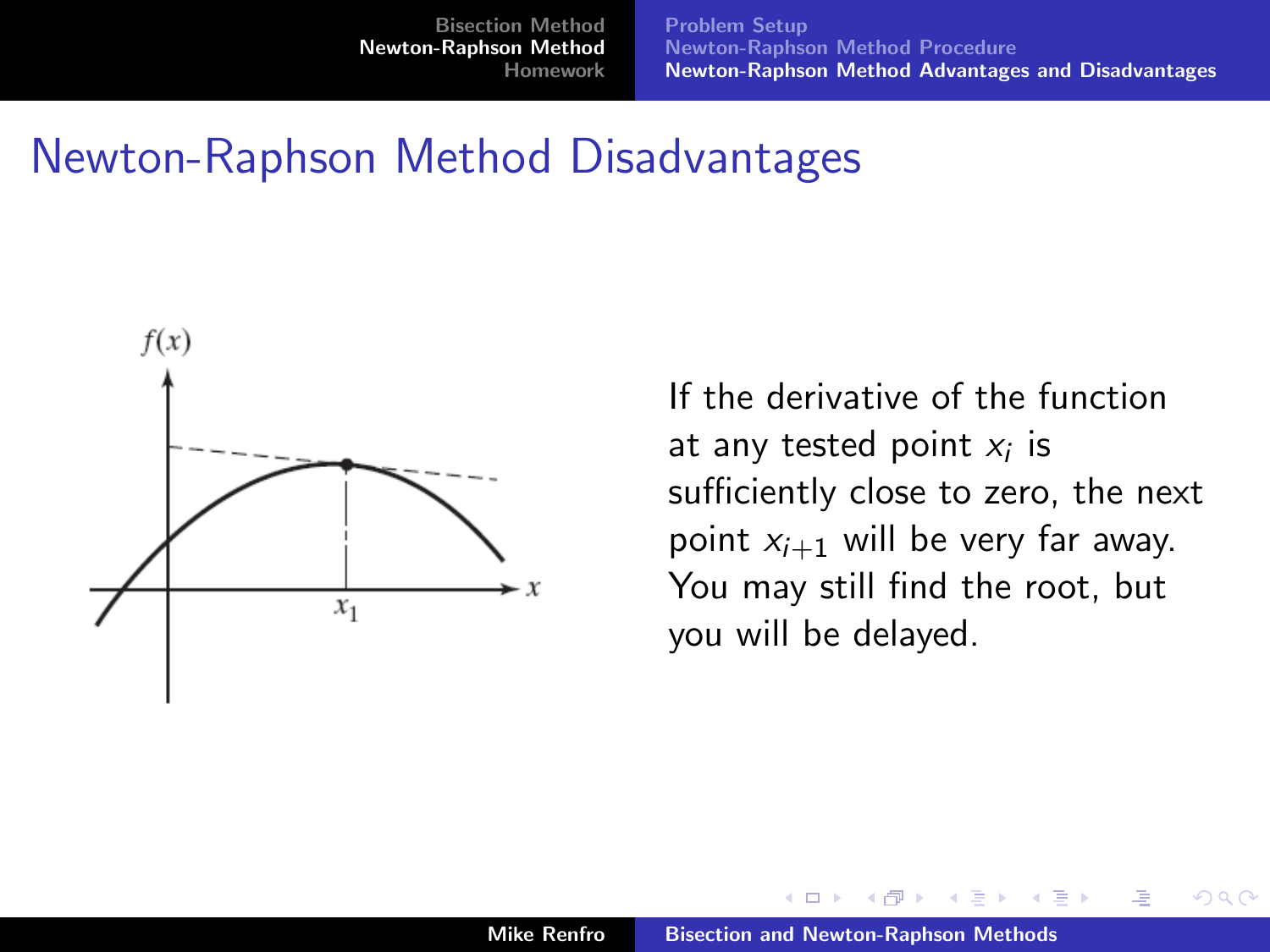# Newton-Raphson Method Disadvantages

If the derivative of the function at any tested point $x_i$ is sufficiently close to zero, the next point $x_{i+1}$ will be very far away. You may still find the root, but you will be delayed.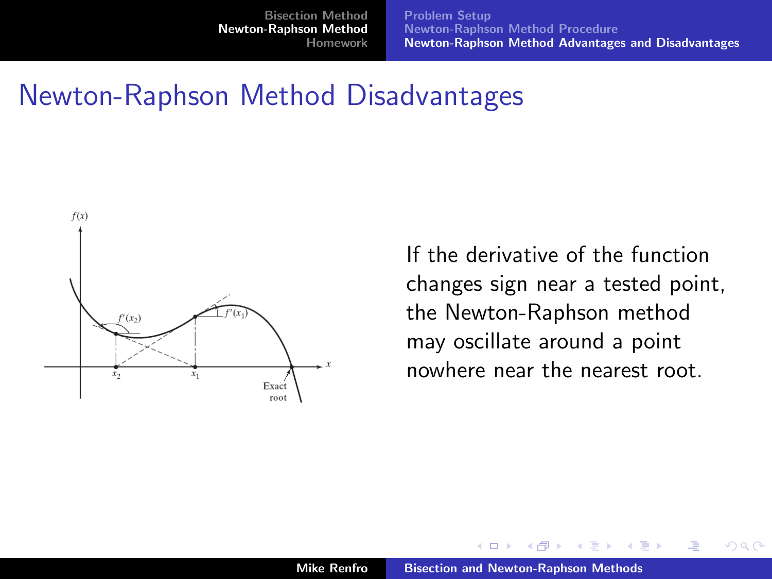# Newton-Raphson Method Disadvantages

If the derivative of the function changes sign near a tested point, the Newton-Raphson method may oscillate around a point nowhere near the nearest root.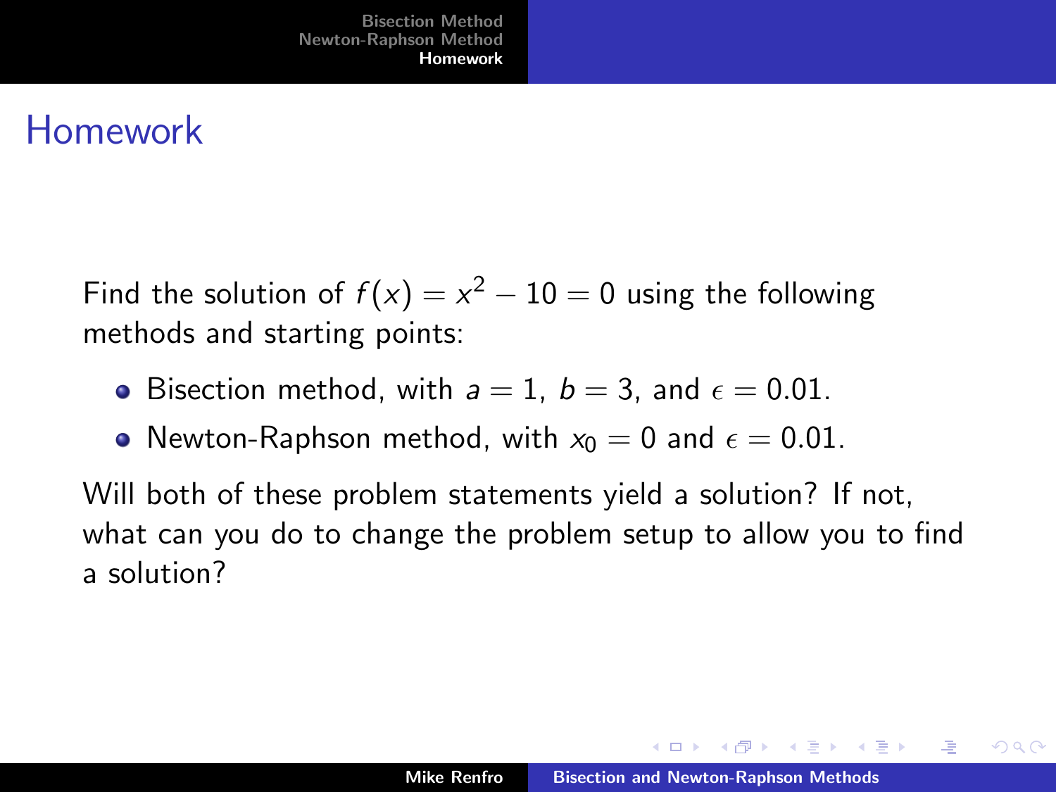# Homework

Find the solution of $f(x) = x^2 - 10 = 0$ using the following methods and starting points:

- Bisection method, with $a = 1$, $b = 3$, and $\epsilon = 0.01$.
- Newton-Raphson method, with $x_0 = 0$ and $\epsilon = 0.01$.

Will both of these problem statements yield a solution? If not, what can you do to change the problem setup to allow you to find a solution?